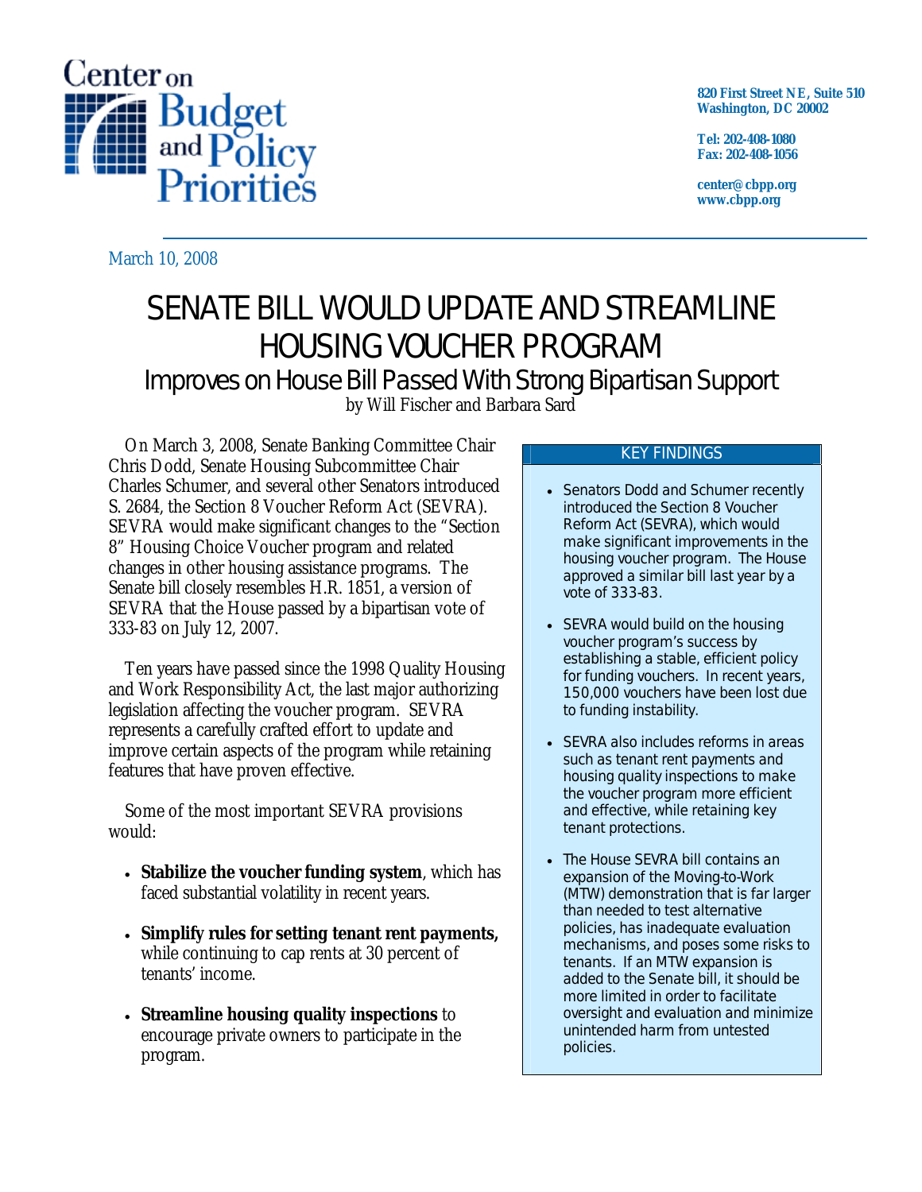Center on Budget and Policy Priorities

820 First Street NE, Suite 510
Washington, DC 20002

Tel: 202-408-1080
Fax: 202-408-1056

center@cbpp.org
www.cbpp.org

March 10, 2008

# SENATE BILL WOULD UPDATE AND STREAMLINE HOUSING VOUCHER PROGRAM

## Improves on House Bill Passed With Strong Bipartisan Support

by Will Fischer and Barbara Sard

On March 3, 2008, Senate Banking Committee Chair Chris Dodd, Senate Housing Subcommittee Chair Charles Schumer, and several other Senators introduced S. 2684, the Section 8 Voucher Reform Act (SEVRA). SEVRA would make significant changes to the "Section 8" Housing Choice Voucher program and related changes in other housing assistance programs. The Senate bill closely resembles H.R. 1851, a version of SEVRA that the House passed by a bipartisan vote of 333-83 on July 12, 2007.

Ten years have passed since the 1998 Quality Housing and Work Responsibility Act, the last major authorizing legislation affecting the voucher program. SEVRA represents a carefully crafted effort to update and improve certain aspects of the program while retaining features that have proven effective.

Some of the most important SEVRA provisions would:

- **Stabilize the voucher funding system**, which has faced substantial volatility in recent years.
- **Simplify rules for setting tenant rent payments,** while continuing to cap rents at 30 percent of tenants' income.
- **Streamline housing quality inspections** to encourage private owners to participate in the program.

**KEY FINDINGS**

- Senators Dodd and Schumer recently introduced the Section 8 Voucher Reform Act (SEVRA), which would make significant improvements in the housing voucher program. The House approved a similar bill last year by a vote of 333-83.
- SEVRA would build on the housing voucher program's success by establishing a stable, efficient policy for funding vouchers. In recent years, 150,000 vouchers have been lost due to funding instability.
- SEVRA also includes reforms in areas such as tenant rent payments and housing quality inspections to make the voucher program more efficient and effective, while retaining key tenant protections.
- The House SEVRA bill contains an expansion of the Moving-to-Work (MTW) demonstration that is far larger than needed to test alternative policies, has inadequate evaluation mechanisms, and poses some risks to tenants. If an MTW expansion is added to the Senate bill, it should be more limited in order to facilitate oversight and evaluation and minimize unintended harm from untested policies.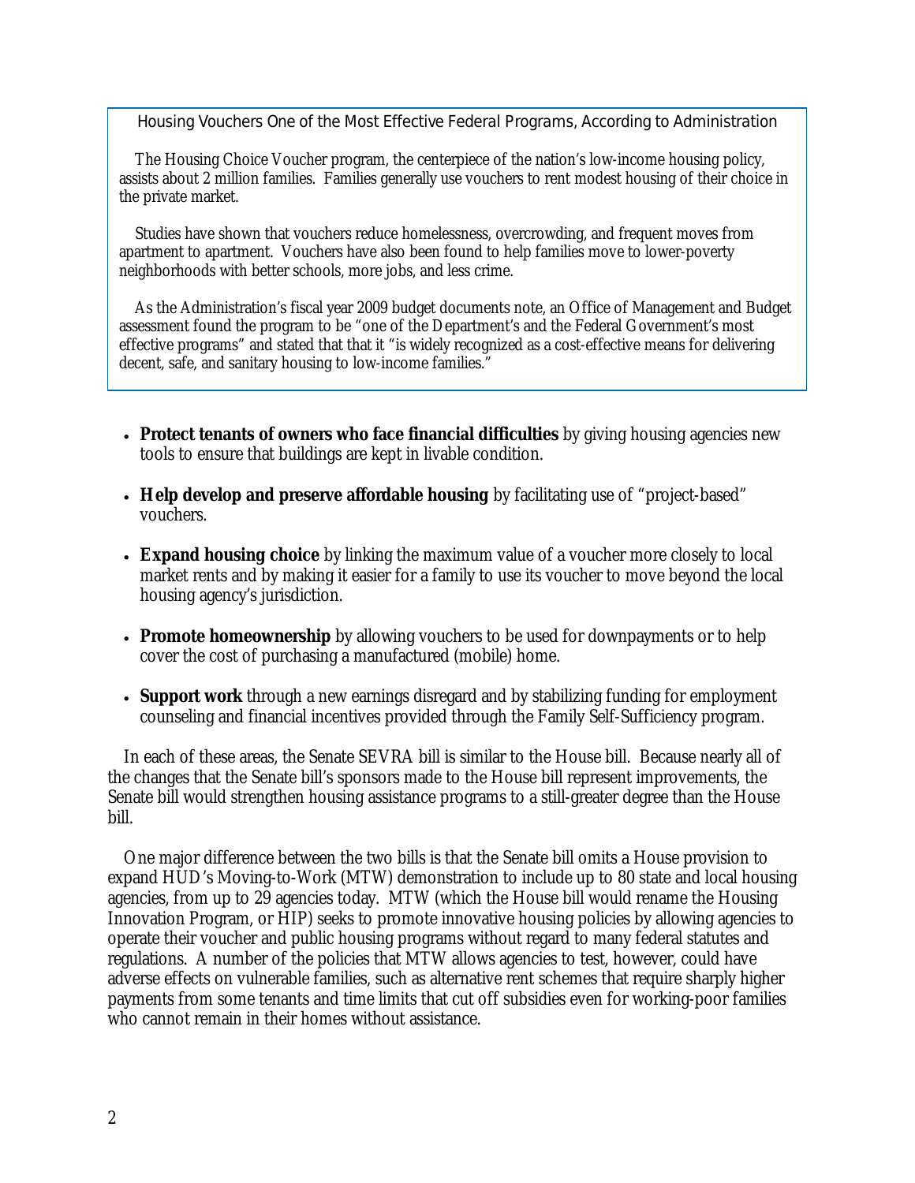**Housing Vouchers One of the Most Effective Federal Programs, According to Administration**

The Housing Choice Voucher program, the centerpiece of the nation's low-income housing policy, assists about 2 million families. Families generally use vouchers to rent modest housing of their choice in the private market.

Studies have shown that vouchers reduce homelessness, overcrowding, and frequent moves from apartment to apartment. Vouchers have also been found to help families move to lower-poverty neighborhoods with better schools, more jobs, and less crime.

As the Administration's fiscal year 2009 budget documents note, an Office of Management and Budget assessment found the program to be "one of the Department's and the Federal Government's most effective programs" and stated that that it "is widely recognized as a cost-effective means for delivering decent, safe, and sanitary housing to low-income families."

- **Protect tenants of owners who face financial difficulties** by giving housing agencies new tools to ensure that buildings are kept in livable condition.
- **Help develop and preserve affordable housing** by facilitating use of "project-based" vouchers.
- **Expand housing choice** by linking the maximum value of a voucher more closely to local market rents and by making it easier for a family to use its voucher to move beyond the local housing agency's jurisdiction.
- **Promote homeownership** by allowing vouchers to be used for downpayments or to help cover the cost of purchasing a manufactured (mobile) home.
- **Support work** through a new earnings disregard and by stabilizing funding for employment counseling and financial incentives provided through the Family Self-Sufficiency program.

In each of these areas, the Senate SEVRA bill is similar to the House bill. Because nearly all of the changes that the Senate bill's sponsors made to the House bill represent improvements, the Senate bill would strengthen housing assistance programs to a still-greater degree than the House bill.

One major difference between the two bills is that the Senate bill omits a House provision to expand HUD's Moving-to-Work (MTW) demonstration to include up to 80 state and local housing agencies, from up to 29 agencies today. MTW (which the House bill would rename the Housing Innovation Program, or HIP) seeks to promote innovative housing policies by allowing agencies to operate their voucher and public housing programs without regard to many federal statutes and regulations. A number of the policies that MTW allows agencies to test, however, could have adverse effects on vulnerable families, such as alternative rent schemes that require sharply higher payments from some tenants and time limits that cut off subsidies even for working-poor families who cannot remain in their homes without assistance.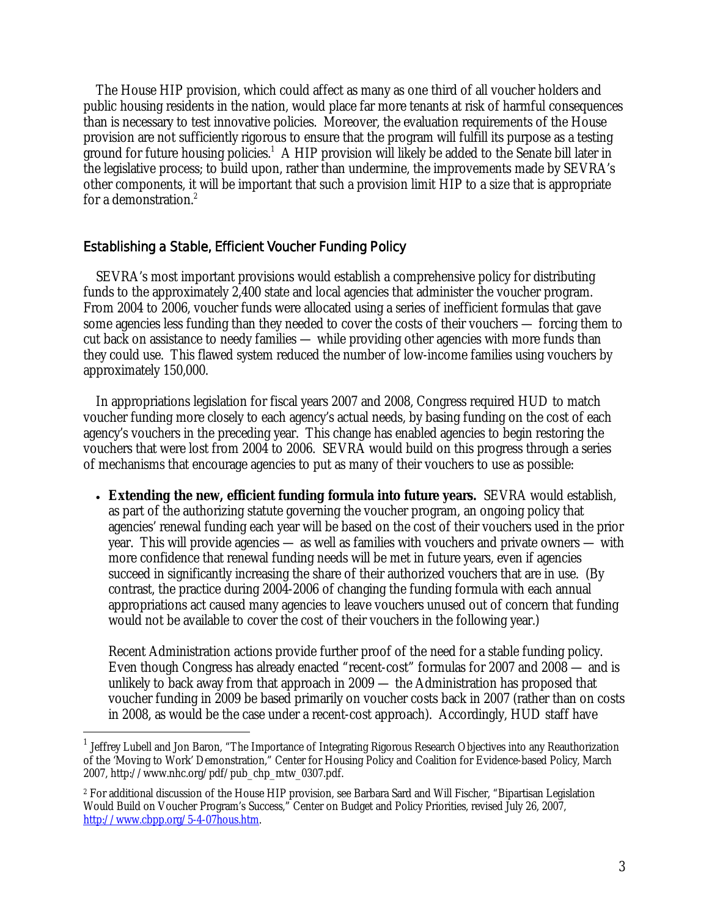The House HIP provision, which could affect as many as one third of all voucher holders and public housing residents in the nation, would place far more tenants at risk of harmful consequences than is necessary to test innovative policies. Moreover, the evaluation requirements of the House provision are not sufficiently rigorous to ensure that the program will fulfill its purpose as a testing ground for future housing policies.[1] A HIP provision will likely be added to the Senate bill later in the legislative process; to build upon, rather than undermine, the improvements made by SEVRA's other components, it will be important that such a provision limit HIP to a size that is appropriate for a demonstration.[2]

## Establishing a Stable, Efficient Voucher Funding Policy

SEVRA's most important provisions would establish a comprehensive policy for distributing funds to the approximately 2,400 state and local agencies that administer the voucher program. From 2004 to 2006, voucher funds were allocated using a series of inefficient formulas that gave some agencies less funding than they needed to cover the costs of their vouchers — forcing them to cut back on assistance to needy families — while providing other agencies with more funds than they could use. This flawed system reduced the number of low-income families using vouchers by approximately 150,000.

In appropriations legislation for fiscal years 2007 and 2008, Congress required HUD to match voucher funding more closely to each agency's actual needs, by basing funding on the cost of each agency's vouchers in the preceding year. This change has enabled agencies to begin restoring the vouchers that were lost from 2004 to 2006. SEVRA would build on this progress through a series of mechanisms that encourage agencies to put as many of their vouchers to use as possible:

- **Extending the new, efficient funding formula into future years.** SEVRA would establish, as part of the authorizing statute governing the voucher program, an ongoing policy that agencies' renewal funding each year will be based on the cost of their vouchers used in the prior year. This will provide agencies — as well as families with vouchers and private owners — with more confidence that renewal funding needs will be met in future years, even if agencies succeed in significantly increasing the share of their authorized vouchers that are in use. (By contrast, the practice during 2004-2006 of changing the funding formula with each annual appropriations act caused many agencies to leave vouchers unused out of concern that funding would not be available to cover the cost of their vouchers in the following year.)

  Recent Administration actions provide further proof of the need for a stable funding policy. Even though Congress has already enacted "recent-cost" formulas for 2007 and 2008 — and is unlikely to back away from that approach in 2009 — the Administration has proposed that voucher funding in 2009 be based primarily on voucher costs back in 2007 (rather than on costs in 2008, as would be the case under a recent-cost approach). Accordingly, HUD staff have

---

[1] Jeffrey Lubell and Jon Baron, "The Importance of Integrating Rigorous Research Objectives into any Reauthorization of the 'Moving to Work' Demonstration," Center for Housing Policy and Coalition for Evidence-based Policy, March 2007, http://www.nhc.org/pdf/pub_chp_mtw_0307.pdf.

[2] For additional discussion of the House HIP provision, see Barbara Sard and Will Fischer, "Bipartisan Legislation Would Build on Voucher Program's Success," Center on Budget and Policy Priorities, revised July 26, 2007, http://www.cbpp.org/5-4-07hous.htm.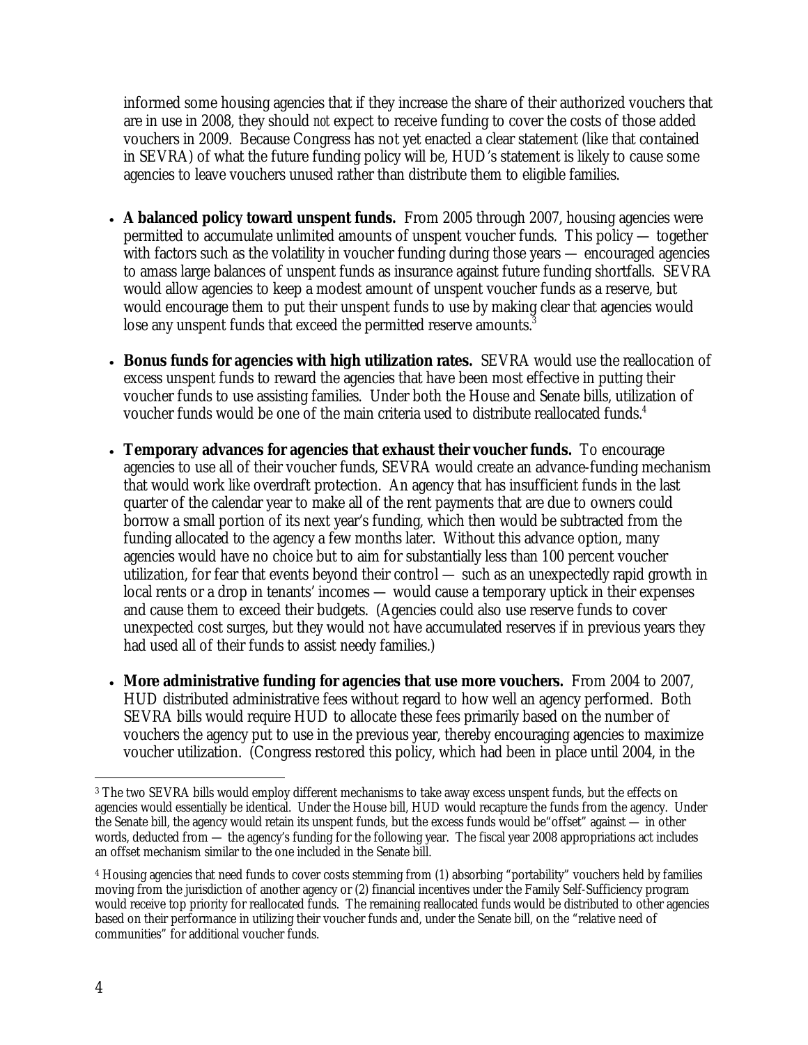informed some housing agencies that if they increase the share of their authorized vouchers that are in use in 2008, they should *not* expect to receive funding to cover the costs of those added vouchers in 2009. Because Congress has not yet enacted a clear statement (like that contained in SEVRA) of what the future funding policy will be, HUD's statement is likely to cause some agencies to leave vouchers unused rather than distribute them to eligible families.

- **A balanced policy toward unspent funds.** From 2005 through 2007, housing agencies were permitted to accumulate unlimited amounts of unspent voucher funds. This policy — together with factors such as the volatility in voucher funding during those years — encouraged agencies to amass large balances of unspent funds as insurance against future funding shortfalls. SEVRA would allow agencies to keep a modest amount of unspent voucher funds as a reserve, but would encourage them to put their unspent funds to use by making clear that agencies would lose any unspent funds that exceed the permitted reserve amounts.[3]

- **Bonus funds for agencies with high utilization rates.** SEVRA would use the reallocation of excess unspent funds to reward the agencies that have been most effective in putting their voucher funds to use assisting families. Under both the House and Senate bills, utilization of voucher funds would be one of the main criteria used to distribute reallocated funds.[4]

- **Temporary advances for agencies that exhaust their voucher funds.** To encourage agencies to use all of their voucher funds, SEVRA would create an advance-funding mechanism that would work like overdraft protection. An agency that has insufficient funds in the last quarter of the calendar year to make all of the rent payments that are due to owners could borrow a small portion of its next year's funding, which then would be subtracted from the funding allocated to the agency a few months later. Without this advance option, many agencies would have no choice but to aim for substantially less than 100 percent voucher utilization, for fear that events beyond their control — such as an unexpectedly rapid growth in local rents or a drop in tenants' incomes — would cause a temporary uptick in their expenses and cause them to exceed their budgets. (Agencies could also use reserve funds to cover unexpected cost surges, but they would not have accumulated reserves if in previous years they had used all of their funds to assist needy families.)

- **More administrative funding for agencies that use more vouchers.** From 2004 to 2007, HUD distributed administrative fees without regard to how well an agency performed. Both SEVRA bills would require HUD to allocate these fees primarily based on the number of vouchers the agency put to use in the previous year, thereby encouraging agencies to maximize voucher utilization. (Congress restored this policy, which had been in place until 2004, in the

---

[3] The two SEVRA bills would employ different mechanisms to take away excess unspent funds, but the effects on agencies would essentially be identical. Under the House bill, HUD would recapture the funds from the agency. Under the Senate bill, the agency would retain its unspent funds, but the excess funds would be "offset" against — in other words, deducted from — the agency's funding for the following year. The fiscal year 2008 appropriations act includes an offset mechanism similar to the one included in the Senate bill.

[4] Housing agencies that need funds to cover costs stemming from (1) absorbing "portability" vouchers held by families moving from the jurisdiction of another agency or (2) financial incentives under the Family Self-Sufficiency program would receive top priority for reallocated funds. The remaining reallocated funds would be distributed to other agencies based on their performance in utilizing their voucher funds and, under the Senate bill, on the "relative need of communities" for additional voucher funds.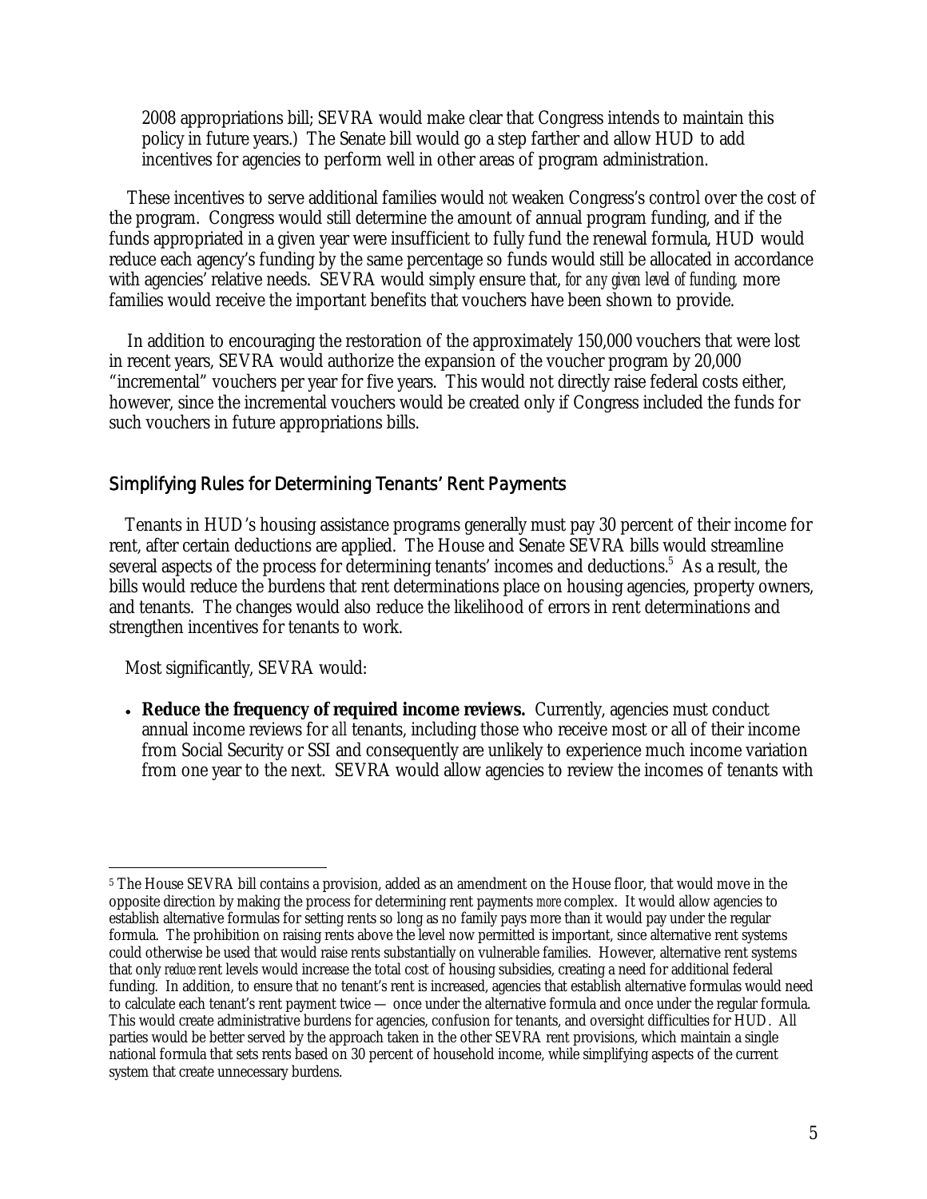2008 appropriations bill; SEVRA would make clear that Congress intends to maintain this policy in future years.) The Senate bill would go a step farther and allow HUD to add incentives for agencies to perform well in other areas of program administration.

These incentives to serve additional families would *not* weaken Congress's control over the cost of the program. Congress would still determine the amount of annual program funding, and if the funds appropriated in a given year were insufficient to fully fund the renewal formula, HUD would reduce each agency's funding by the same percentage so funds would still be allocated in accordance with agencies' relative needs. SEVRA would simply ensure that, *for any given level of funding*, more families would receive the important benefits that vouchers have been shown to provide.

In addition to encouraging the restoration of the approximately 150,000 vouchers that were lost in recent years, SEVRA would authorize the expansion of the voucher program by 20,000 "incremental" vouchers per year for five years. This would not directly raise federal costs either, however, since the incremental vouchers would be created only if Congress included the funds for such vouchers in future appropriations bills.

## Simplifying Rules for Determining Tenants' Rent Payments

Tenants in HUD's housing assistance programs generally must pay 30 percent of their income for rent, after certain deductions are applied. The House and Senate SEVRA bills would streamline several aspects of the process for determining tenants' incomes and deductions.[5] As a result, the bills would reduce the burdens that rent determinations place on housing agencies, property owners, and tenants. The changes would also reduce the likelihood of errors in rent determinations and strengthen incentives for tenants to work.

Most significantly, SEVRA would:

- **Reduce the frequency of required income reviews.** Currently, agencies must conduct annual income reviews for *all* tenants, including those who receive most or all of their income from Social Security or SSI and consequently are unlikely to experience much income variation from one year to the next. SEVRA would allow agencies to review the incomes of tenants with

---

[5] The House SEVRA bill contains a provision, added as an amendment on the House floor, that would move in the opposite direction by making the process for determining rent payments *more* complex. It would allow agencies to establish alternative formulas for setting rents so long as no family pays more than it would pay under the regular formula. The prohibition on raising rents above the level now permitted is important, since alternative rent systems could otherwise be used that would raise rents substantially on vulnerable families. However, alternative rent systems that only *reduce* rent levels would increase the total cost of housing subsidies, creating a need for additional federal funding. In addition, to ensure that no tenant's rent is increased, agencies that establish alternative formulas would need to calculate each tenant's rent payment twice — once under the alternative formula and once under the regular formula. This would create administrative burdens for agencies, confusion for tenants, and oversight difficulties for HUD. All parties would be better served by the approach taken in the other SEVRA rent provisions, which maintain a single national formula that sets rents based on 30 percent of household income, while simplifying aspects of the current system that create unnecessary burdens.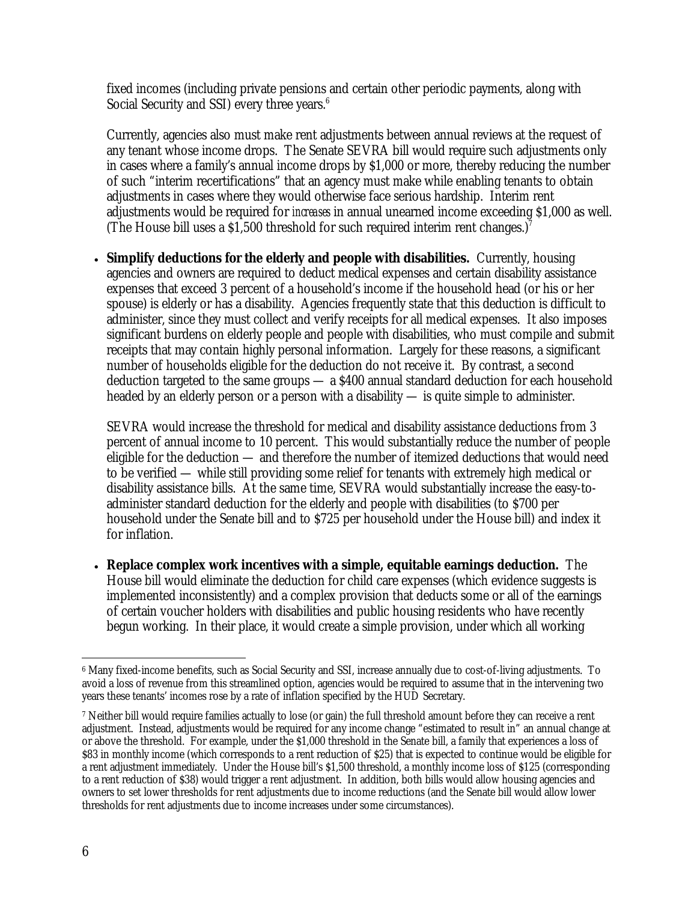fixed incomes (including private pensions and certain other periodic payments, along with Social Security and SSI) every three years.[6]

Currently, agencies also must make rent adjustments between annual reviews at the request of any tenant whose income drops. The Senate SEVRA bill would require such adjustments only in cases where a family's annual income drops by $1,000 or more, thereby reducing the number of such "interim recertifications" that an agency must make while enabling tenants to obtain adjustments in cases where they would otherwise face serious hardship. Interim rent adjustments would be required for *increases* in annual unearned income exceeding $1,000 as well. (The House bill uses a $1,500 threshold for such required interim rent changes.)[7]

- **Simplify deductions for the elderly and people with disabilities.** Currently, housing agencies and owners are required to deduct medical expenses and certain disability assistance expenses that exceed 3 percent of a household's income if the household head (or his or her spouse) is elderly or has a disability. Agencies frequently state that this deduction is difficult to administer, since they must collect and verify receipts for all medical expenses. It also imposes significant burdens on elderly people and people with disabilities, who must compile and submit receipts that may contain highly personal information. Largely for these reasons, a significant number of households eligible for the deduction do not receive it. By contrast, a second deduction targeted to the same groups — a $400 annual standard deduction for each household headed by an elderly person or a person with a disability — is quite simple to administer.

  SEVRA would increase the threshold for medical and disability assistance deductions from 3 percent of annual income to 10 percent. This would substantially reduce the number of people eligible for the deduction — and therefore the number of itemized deductions that would need to be verified — while still providing some relief for tenants with extremely high medical or disability assistance bills. At the same time, SEVRA would substantially increase the easy-to-administer standard deduction for the elderly and people with disabilities (to $700 per household under the Senate bill and to $725 per household under the House bill) and index it for inflation.

- **Replace complex work incentives with a simple, equitable earnings deduction.** The House bill would eliminate the deduction for child care expenses (which evidence suggests is implemented inconsistently) and a complex provision that deducts some or all of the earnings of certain voucher holders with disabilities and public housing residents who have recently begun working. In their place, it would create a simple provision, under which all working

---

[6] Many fixed-income benefits, such as Social Security and SSI, increase annually due to cost-of-living adjustments. To avoid a loss of revenue from this streamlined option, agencies would be required to assume that in the intervening two years these tenants' incomes rose by a rate of inflation specified by the HUD Secretary.

[7] Neither bill would require families actually to lose (or gain) the full threshold amount before they can receive a rent adjustment. Instead, adjustments would be required for any income change "estimated to result in" an annual change at or above the threshold. For example, under the $1,000 threshold in the Senate bill, a family that experiences a loss of $83 in monthly income (which corresponds to a rent reduction of $25) that is expected to continue would be eligible for a rent adjustment immediately. Under the House bill's $1,500 threshold, a monthly income loss of $125 (corresponding to a rent reduction of $38) would trigger a rent adjustment. In addition, both bills would allow housing agencies and owners to set lower thresholds for rent adjustments due to income reductions (and the Senate bill would allow lower thresholds for rent adjustments due to income increases under some circumstances).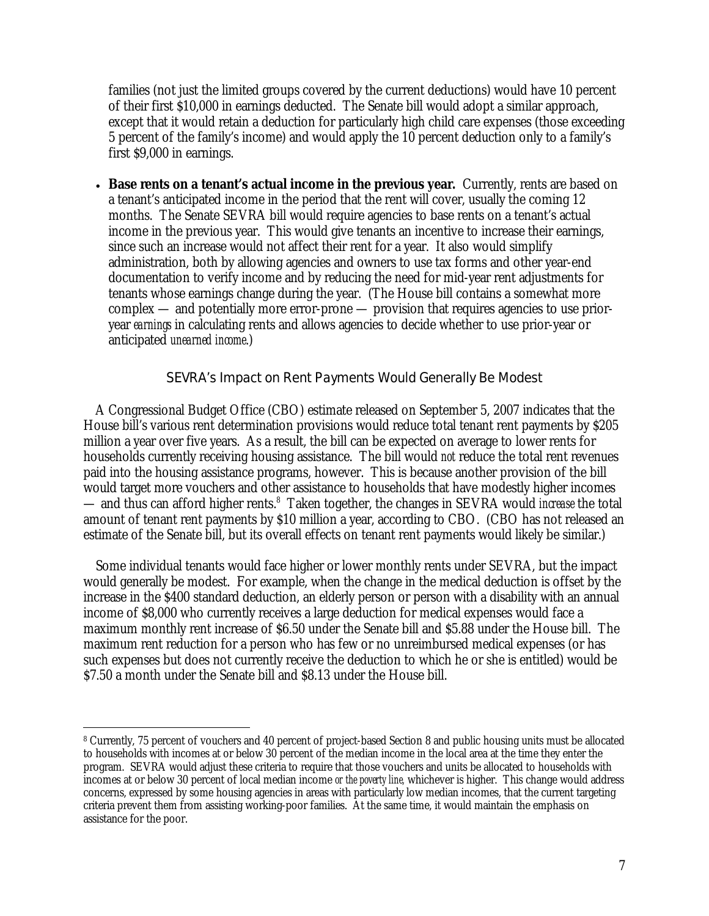families (not just the limited groups covered by the current deductions) would have 10 percent of their first $10,000 in earnings deducted. The Senate bill would adopt a similar approach, except that it would retain a deduction for particularly high child care expenses (those exceeding 5 percent of the family's income) and would apply the 10 percent deduction only to a family's first $9,000 in earnings.

- **Base rents on a tenant's actual income in the previous year.** Currently, rents are based on a tenant's anticipated income in the period that the rent will cover, usually the coming 12 months. The Senate SEVRA bill would require agencies to base rents on a tenant's actual income in the previous year. This would give tenants an incentive to increase their earnings, since such an increase would not affect their rent for a year. It also would simplify administration, both by allowing agencies and owners to use tax forms and other year-end documentation to verify income and by reducing the need for mid-year rent adjustments for tenants whose earnings change during the year. (The House bill contains a somewhat more complex — and potentially more error-prone — provision that requires agencies to use prior-year *earnings* in calculating rents and allows agencies to decide whether to use prior-year or anticipated *unearned income*.)

## SEVRA's Impact on Rent Payments Would Generally Be Modest

A Congressional Budget Office (CBO) estimate released on September 5, 2007 indicates that the House bill's various rent determination provisions would reduce total tenant rent payments by $205 million a year over five years. As a result, the bill can be expected on average to lower rents for households currently receiving housing assistance. The bill would *not* reduce the total rent revenues paid into the housing assistance programs, however. This is because another provision of the bill would target more vouchers and other assistance to households that have modestly higher incomes — and thus can afford higher rents.[8] Taken together, the changes in SEVRA would *increase* the total amount of tenant rent payments by $10 million a year, according to CBO. (CBO has not released an estimate of the Senate bill, but its overall effects on tenant rent payments would likely be similar.)

Some individual tenants would face higher or lower monthly rents under SEVRA, but the impact would generally be modest. For example, when the change in the medical deduction is offset by the increase in the $400 standard deduction, an elderly person or person with a disability with an annual income of $8,000 who currently receives a large deduction for medical expenses would face a maximum monthly rent increase of $6.50 under the Senate bill and $5.88 under the House bill. The maximum rent reduction for a person who has few or no unreimbursed medical expenses (or has such expenses but does not currently receive the deduction to which he or she is entitled) would be $7.50 a month under the Senate bill and $8.13 under the House bill.

---

[8] Currently, 75 percent of vouchers and 40 percent of project-based Section 8 and public housing units must be allocated to households with incomes at or below 30 percent of the median income in the local area at the time they enter the program. SEVRA would adjust these criteria to require that those vouchers and units be allocated to households with incomes at or below 30 percent of local median income *or the poverty line*, whichever is higher. This change would address concerns, expressed by some housing agencies in areas with particularly low median incomes, that the current targeting criteria prevent them from assisting working-poor families. At the same time, it would maintain the emphasis on assistance for the poor.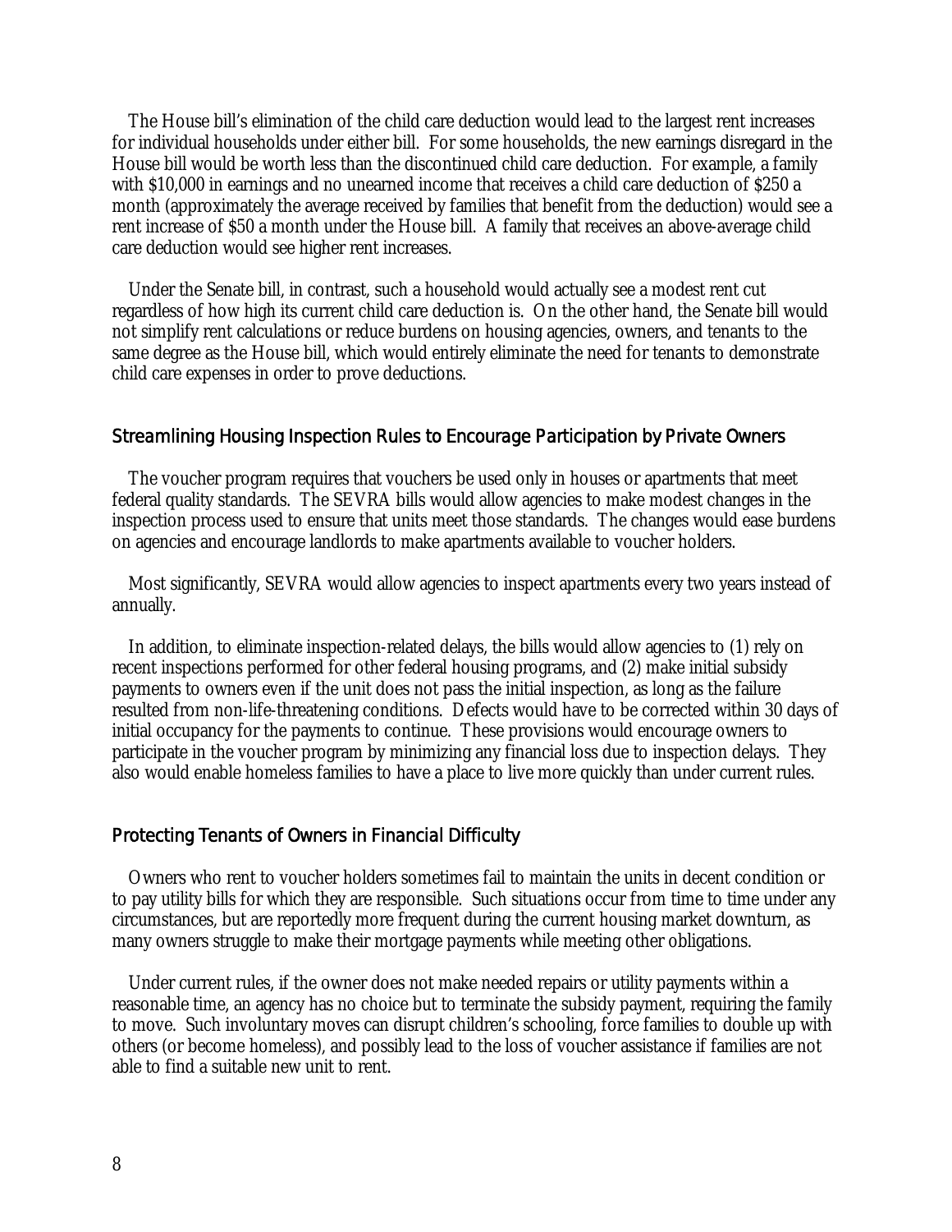The House bill's elimination of the child care deduction would lead to the largest rent increases for individual households under either bill. For some households, the new earnings disregard in the House bill would be worth less than the discontinued child care deduction. For example, a family with $10,000 in earnings and no unearned income that receives a child care deduction of $250 a month (approximately the average received by families that benefit from the deduction) would see a rent increase of $50 a month under the House bill. A family that receives an above-average child care deduction would see higher rent increases.

Under the Senate bill, in contrast, such a household would actually see a modest rent cut regardless of how high its current child care deduction is. On the other hand, the Senate bill would not simplify rent calculations or reduce burdens on housing agencies, owners, and tenants to the same degree as the House bill, which would entirely eliminate the need for tenants to demonstrate child care expenses in order to prove deductions.

## Streamlining Housing Inspection Rules to Encourage Participation by Private Owners

The voucher program requires that vouchers be used only in houses or apartments that meet federal quality standards. The SEVRA bills would allow agencies to make modest changes in the inspection process used to ensure that units meet those standards. The changes would ease burdens on agencies and encourage landlords to make apartments available to voucher holders.

Most significantly, SEVRA would allow agencies to inspect apartments every two years instead of annually.

In addition, to eliminate inspection-related delays, the bills would allow agencies to (1) rely on recent inspections performed for other federal housing programs, and (2) make initial subsidy payments to owners even if the unit does not pass the initial inspection, as long as the failure resulted from non-life-threatening conditions. Defects would have to be corrected within 30 days of initial occupancy for the payments to continue. These provisions would encourage owners to participate in the voucher program by minimizing any financial loss due to inspection delays. They also would enable homeless families to have a place to live more quickly than under current rules.

## Protecting Tenants of Owners in Financial Difficulty

Owners who rent to voucher holders sometimes fail to maintain the units in decent condition or to pay utility bills for which they are responsible. Such situations occur from time to time under any circumstances, but are reportedly more frequent during the current housing market downturn, as many owners struggle to make their mortgage payments while meeting other obligations.

Under current rules, if the owner does not make needed repairs or utility payments within a reasonable time, an agency has no choice but to terminate the subsidy payment, requiring the family to move. Such involuntary moves can disrupt children's schooling, force families to double up with others (or become homeless), and possibly lead to the loss of voucher assistance if families are not able to find a suitable new unit to rent.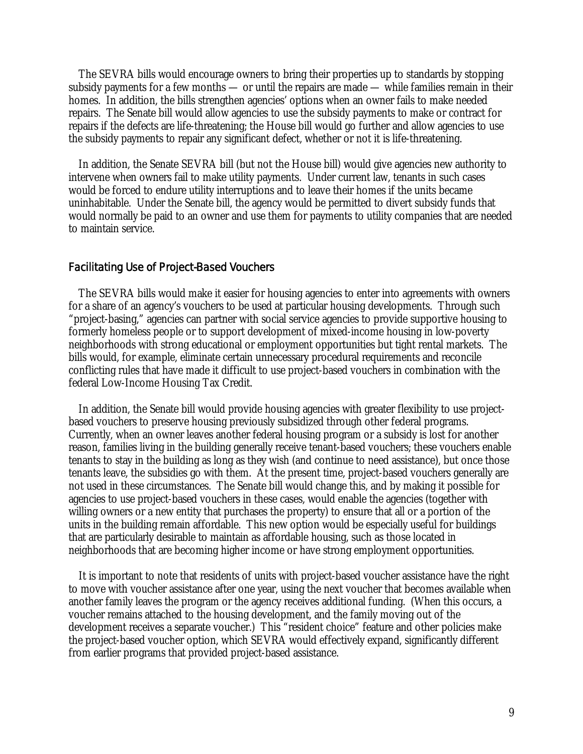The SEVRA bills would encourage owners to bring their properties up to standards by stopping subsidy payments for a few months — or until the repairs are made — while families remain in their homes. In addition, the bills strengthen agencies' options when an owner fails to make needed repairs. The Senate bill would allow agencies to use the subsidy payments to make or contract for repairs if the defects are life-threatening; the House bill would go further and allow agencies to use the subsidy payments to repair any significant defect, whether or not it is life-threatening.

In addition, the Senate SEVRA bill (but not the House bill) would give agencies new authority to intervene when owners fail to make utility payments. Under current law, tenants in such cases would be forced to endure utility interruptions and to leave their homes if the units became uninhabitable. Under the Senate bill, the agency would be permitted to divert subsidy funds that would normally be paid to an owner and use them for payments to utility companies that are needed to maintain service.

### Facilitating Use of Project-Based Vouchers

The SEVRA bills would make it easier for housing agencies to enter into agreements with owners for a share of an agency's vouchers to be used at particular housing developments. Through such "project-basing," agencies can partner with social service agencies to provide supportive housing to formerly homeless people or to support development of mixed-income housing in low-poverty neighborhoods with strong educational or employment opportunities but tight rental markets. The bills would, for example, eliminate certain unnecessary procedural requirements and reconcile conflicting rules that have made it difficult to use project-based vouchers in combination with the federal Low-Income Housing Tax Credit.

In addition, the Senate bill would provide housing agencies with greater flexibility to use project-based vouchers to preserve housing previously subsidized through other federal programs. Currently, when an owner leaves another federal housing program or a subsidy is lost for another reason, families living in the building generally receive tenant-based vouchers; these vouchers enable tenants to stay in the building as long as they wish (and continue to need assistance), but once those tenants leave, the subsidies go with them. At the present time, project-based vouchers generally are not used in these circumstances. The Senate bill would change this, and by making it possible for agencies to use project-based vouchers in these cases, would enable the agencies (together with willing owners or a new entity that purchases the property) to ensure that all or a portion of the units in the building remain affordable. This new option would be especially useful for buildings that are particularly desirable to maintain as affordable housing, such as those located in neighborhoods that are becoming higher income or have strong employment opportunities.

It is important to note that residents of units with project-based voucher assistance have the right to move with voucher assistance after one year, using the next voucher that becomes available when another family leaves the program or the agency receives additional funding. (When this occurs, a voucher remains attached to the housing development, and the family moving out of the development receives a separate voucher.) This "resident choice" feature and other policies make the project-based voucher option, which SEVRA would effectively expand, significantly different from earlier programs that provided project-based assistance.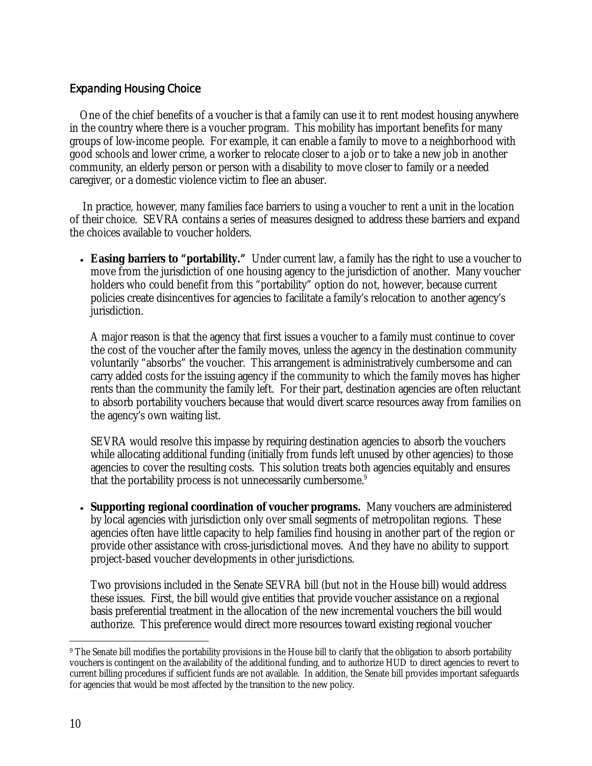## Expanding Housing Choice

One of the chief benefits of a voucher is that a family can use it to rent modest housing anywhere in the country where there is a voucher program. This mobility has important benefits for many groups of low-income people. For example, it can enable a family to move to a neighborhood with good schools and lower crime, a worker to relocate closer to a job or to take a new job in another community, an elderly person or person with a disability to move closer to family or a needed caregiver, or a domestic violence victim to flee an abuser.

In practice, however, many families face barriers to using a voucher to rent a unit in the location of their choice. SEVRA contains a series of measures designed to address these barriers and expand the choices available to voucher holders.

- **Easing barriers to "portability."** Under current law, a family has the right to use a voucher to move from the jurisdiction of one housing agency to the jurisdiction of another. Many voucher holders who could benefit from this "portability" option do not, however, because current policies create disincentives for agencies to facilitate a family's relocation to another agency's jurisdiction.

  A major reason is that the agency that first issues a voucher to a family must continue to cover the cost of the voucher after the family moves, unless the agency in the destination community voluntarily "absorbs" the voucher. This arrangement is administratively cumbersome and can carry added costs for the issuing agency if the community to which the family moves has higher rents than the community the family left. For their part, destination agencies are often reluctant to absorb portability vouchers because that would divert scarce resources away from families on the agency's own waiting list.

  SEVRA would resolve this impasse by requiring destination agencies to absorb the vouchers while allocating additional funding (initially from funds left unused by other agencies) to those agencies to cover the resulting costs. This solution treats both agencies equitably and ensures that the portability process is not unnecessarily cumbersome.[9]

- **Supporting regional coordination of voucher programs.** Many vouchers are administered by local agencies with jurisdiction only over small segments of metropolitan regions. These agencies often have little capacity to help families find housing in another part of the region or provide other assistance with cross-jurisdictional moves. And they have no ability to support project-based voucher developments in other jurisdictions.

  Two provisions included in the Senate SEVRA bill (but not in the House bill) would address these issues. First, the bill would give entities that provide voucher assistance on a regional basis preferential treatment in the allocation of the new incremental vouchers the bill would authorize. This preference would direct more resources toward existing regional voucher

---

[9] The Senate bill modifies the portability provisions in the House bill to clarify that the obligation to absorb portability vouchers is contingent on the availability of the additional funding, and to authorize HUD to direct agencies to revert to current billing procedures if sufficient funds are not available. In addition, the Senate bill provides important safeguards for agencies that would be most affected by the transition to the new policy.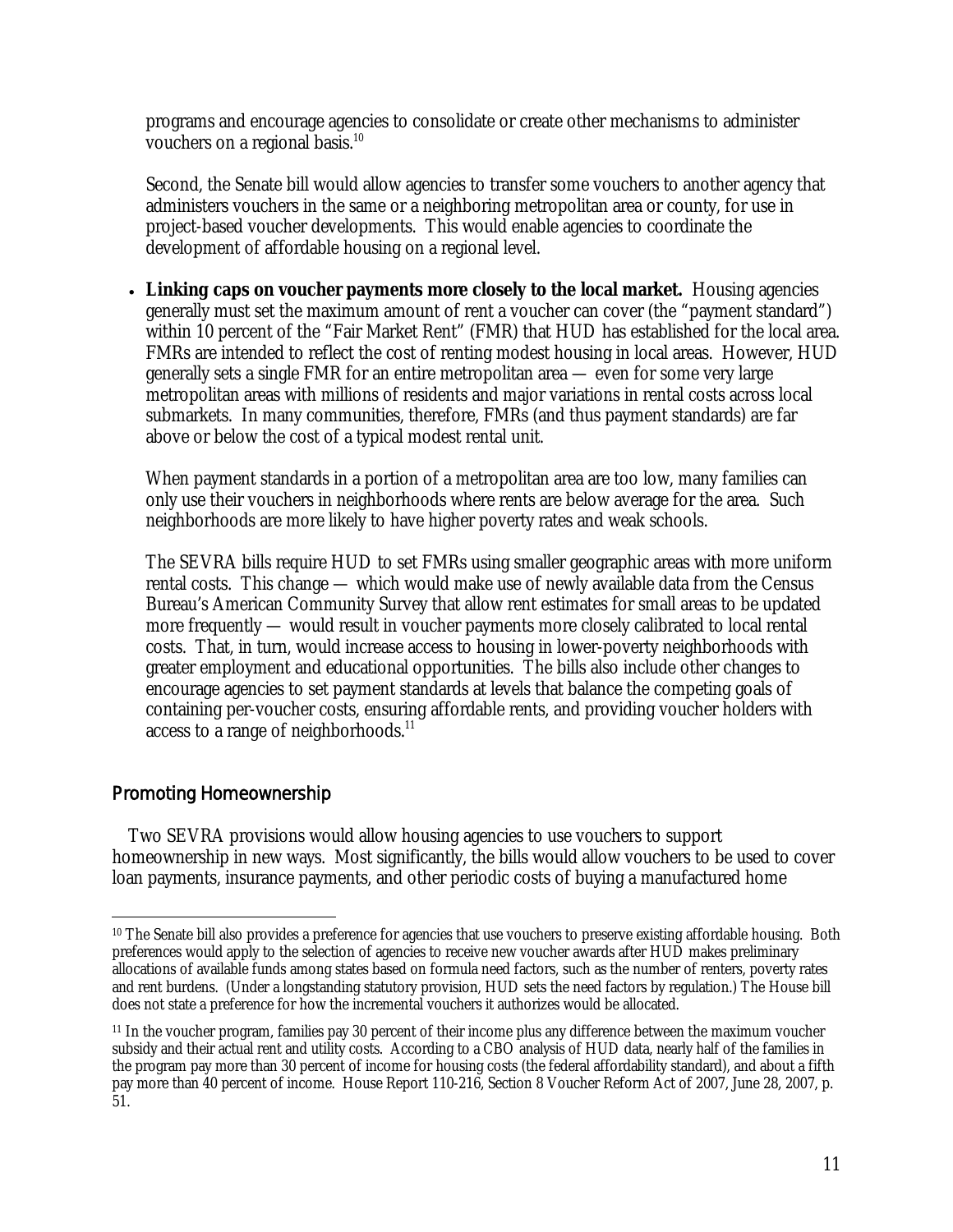programs and encourage agencies to consolidate or create other mechanisms to administer vouchers on a regional basis.[10]

Second, the Senate bill would allow agencies to transfer some vouchers to another agency that administers vouchers in the same or a neighboring metropolitan area or county, for use in project-based voucher developments. This would enable agencies to coordinate the development of affordable housing on a regional level.

- **Linking caps on voucher payments more closely to the local market.** Housing agencies generally must set the maximum amount of rent a voucher can cover (the "payment standard") within 10 percent of the "Fair Market Rent" (FMR) that HUD has established for the local area. FMRs are intended to reflect the cost of renting modest housing in local areas. However, HUD generally sets a single FMR for an entire metropolitan area — even for some very large metropolitan areas with millions of residents and major variations in rental costs across local submarkets. In many communities, therefore, FMRs (and thus payment standards) are far above or below the cost of a typical modest rental unit.

  When payment standards in a portion of a metropolitan area are too low, many families can only use their vouchers in neighborhoods where rents are below average for the area. Such neighborhoods are more likely to have higher poverty rates and weak schools.

  The SEVRA bills require HUD to set FMRs using smaller geographic areas with more uniform rental costs. This change — which would make use of newly available data from the Census Bureau's American Community Survey that allow rent estimates for small areas to be updated more frequently — would result in voucher payments more closely calibrated to local rental costs. That, in turn, would increase access to housing in lower-poverty neighborhoods with greater employment and educational opportunities. The bills also include other changes to encourage agencies to set payment standards at levels that balance the competing goals of containing per-voucher costs, ensuring affordable rents, and providing voucher holders with access to a range of neighborhoods.[11]

## Promoting Homeownership

Two SEVRA provisions would allow housing agencies to use vouchers to support homeownership in new ways. Most significantly, the bills would allow vouchers to be used to cover loan payments, insurance payments, and other periodic costs of buying a manufactured home

---

[10] The Senate bill also provides a preference for agencies that use vouchers to preserve existing affordable housing. Both preferences would apply to the selection of agencies to receive new voucher awards after HUD makes preliminary allocations of available funds among states based on formula need factors, such as the number of renters, poverty rates and rent burdens. (Under a longstanding statutory provision, HUD sets the need factors by regulation.) The House bill does not state a preference for how the incremental vouchers it authorizes would be allocated.

[11] In the voucher program, families pay 30 percent of their income plus any difference between the maximum voucher subsidy and their actual rent and utility costs. According to a CBO analysis of HUD data, nearly half of the families in the program pay more than 30 percent of income for housing costs (the federal affordability standard), and about a fifth pay more than 40 percent of income. House Report 110-216, Section 8 Voucher Reform Act of 2007, June 28, 2007, p. 51.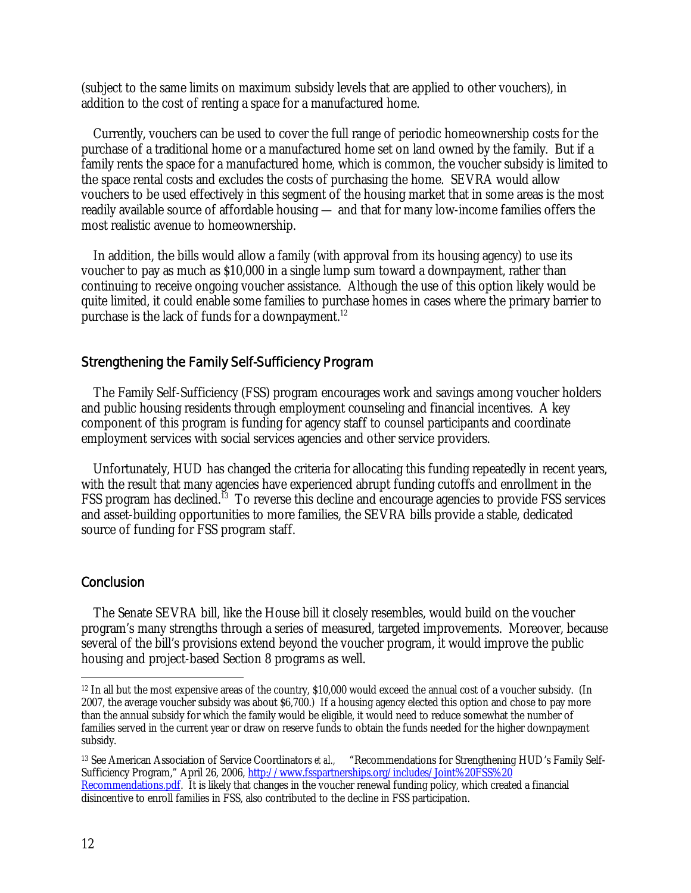(subject to the same limits on maximum subsidy levels that are applied to other vouchers), in addition to the cost of renting a space for a manufactured home.

Currently, vouchers can be used to cover the full range of periodic homeownership costs for the purchase of a traditional home or a manufactured home set on land owned by the family. But if a family rents the space for a manufactured home, which is common, the voucher subsidy is limited to the space rental costs and excludes the costs of purchasing the home. SEVRA would allow vouchers to be used effectively in this segment of the housing market that in some areas is the most readily available source of affordable housing — and that for many low-income families offers the most realistic avenue to homeownership.

In addition, the bills would allow a family (with approval from its housing agency) to use its voucher to pay as much as $10,000 in a single lump sum toward a downpayment, rather than continuing to receive ongoing voucher assistance. Although the use of this option likely would be quite limited, it could enable some families to purchase homes in cases where the primary barrier to purchase is the lack of funds for a downpayment.[12]

## Strengthening the Family Self-Sufficiency Program

The Family Self-Sufficiency (FSS) program encourages work and savings among voucher holders and public housing residents through employment counseling and financial incentives. A key component of this program is funding for agency staff to counsel participants and coordinate employment services with social services agencies and other service providers.

Unfortunately, HUD has changed the criteria for allocating this funding repeatedly in recent years, with the result that many agencies have experienced abrupt funding cutoffs and enrollment in the FSS program has declined.[13] To reverse this decline and encourage agencies to provide FSS services and asset-building opportunities to more families, the SEVRA bills provide a stable, dedicated source of funding for FSS program staff.

## Conclusion

The Senate SEVRA bill, like the House bill it closely resembles, would build on the voucher program's many strengths through a series of measured, targeted improvements. Moreover, because several of the bill's provisions extend beyond the voucher program, it would improve the public housing and project-based Section 8 programs as well.

---

[12] In all but the most expensive areas of the country, $10,000 would exceed the annual cost of a voucher subsidy. (In 2007, the average voucher subsidy was about $6,700.) If a housing agency elected this option and chose to pay more than the annual subsidy for which the family would be eligible, it would need to reduce somewhat the number of families served in the current year or draw on reserve funds to obtain the funds needed for the higher downpayment subsidy.

[13] See American Association of Service Coordinators *et al.*, "Recommendations for Strengthening HUD's Family Self-Sufficiency Program," April 26, 2006, [http://www.fsspartnerships.org/includes/Joint%20FSS%20Recommendations.pdf](http://www.fsspartnerships.org/includes/Joint%20FSS%20Recommendations.pdf). It is likely that changes in the voucher renewal funding policy, which created a financial disincentive to enroll families in FSS, also contributed to the decline in FSS participation.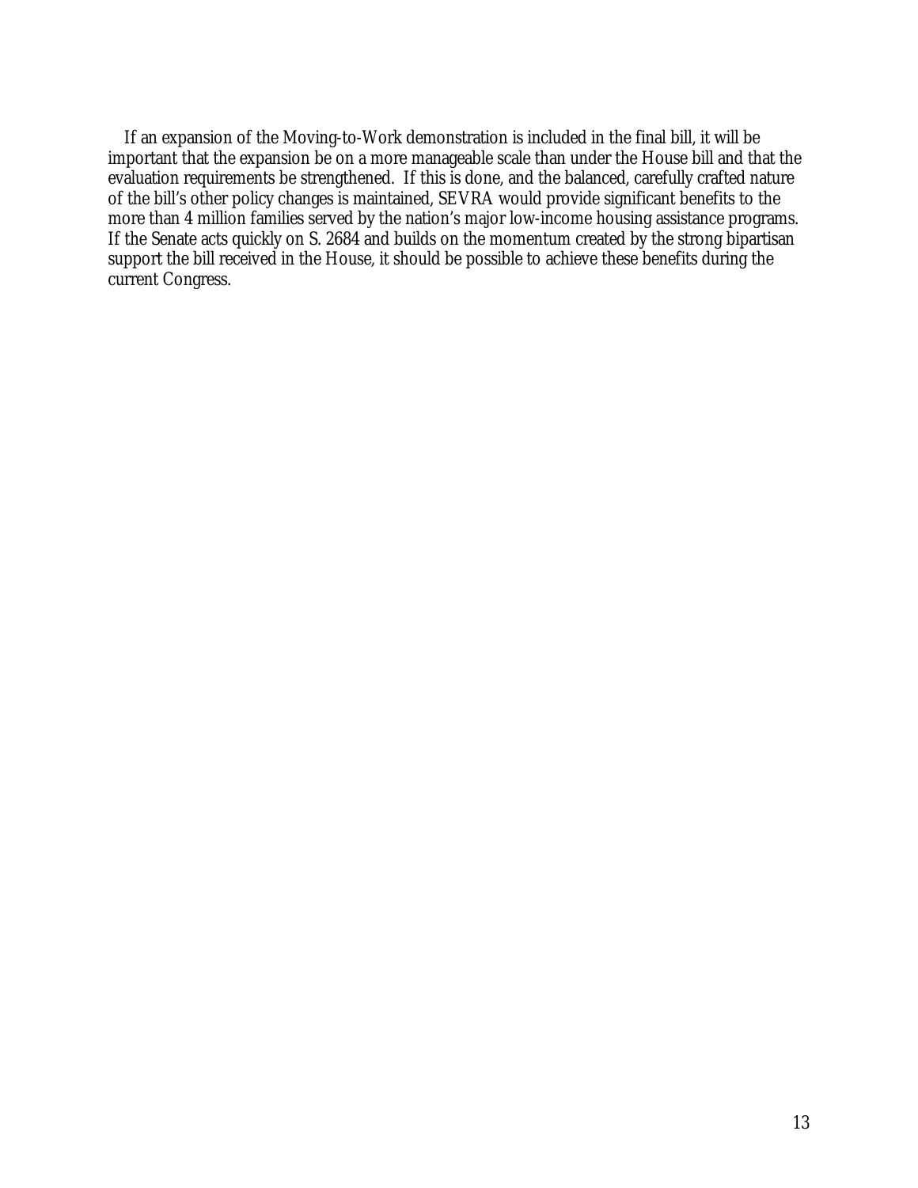If an expansion of the Moving-to-Work demonstration is included in the final bill, it will be important that the expansion be on a more manageable scale than under the House bill and that the evaluation requirements be strengthened. If this is done, and the balanced, carefully crafted nature of the bill's other policy changes is maintained, SEVRA would provide significant benefits to the more than 4 million families served by the nation's major low-income housing assistance programs. If the Senate acts quickly on S. 2684 and builds on the momentum created by the strong bipartisan support the bill received in the House, it should be possible to achieve these benefits during the current Congress.